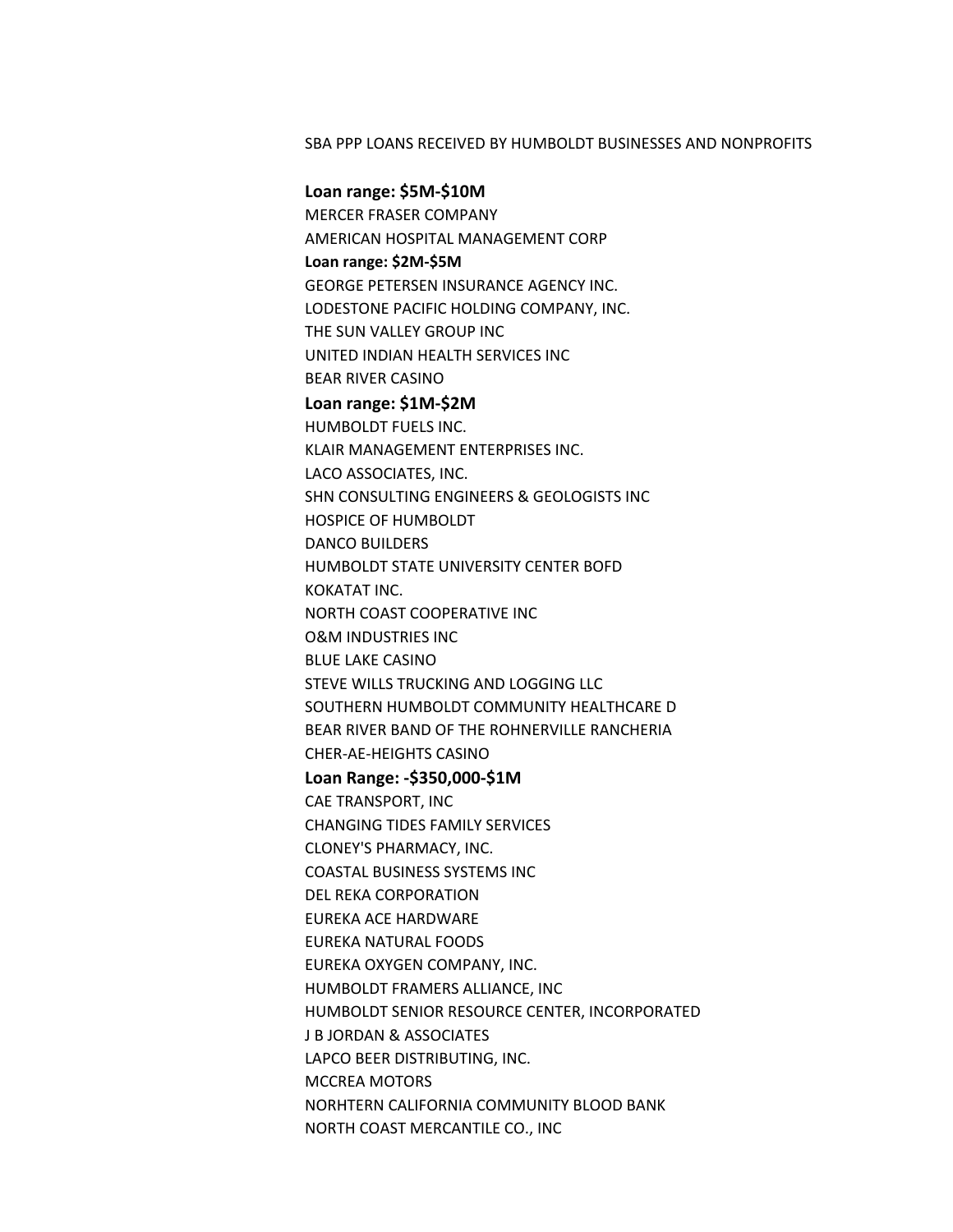SBA PPP LOANS RECEIVED BY HUMBOLDT BUSINESSES AND NONPROFITS

**Loan range: $5M-$10M**

MERCER FRASER COMPANY
AMERICAN HOSPITAL MANAGEMENT CORP

**Loan range: $2M-$5M**

GEORGE PETERSEN INSURANCE AGENCY INC.
LODESTONE PACIFIC HOLDING COMPANY, INC.
THE SUN VALLEY GROUP INC
UNITED INDIAN HEALTH SERVICES INC
BEAR RIVER CASINO

**Loan range: $1M-$2M**

HUMBOLDT FUELS INC.
KLAIR MANAGEMENT ENTERPRISES INC.
LACO ASSOCIATES, INC.
SHN CONSULTING ENGINEERS & GEOLOGISTS INC
HOSPICE OF HUMBOLDT
DANCO BUILDERS
HUMBOLDT STATE UNIVERSITY CENTER BOFD
KOKATAT INC.
NORTH COAST COOPERATIVE INC
O&M INDUSTRIES INC
BLUE LAKE CASINO
STEVE WILLS TRUCKING AND LOGGING LLC
SOUTHERN HUMBOLDT COMMUNITY HEALTHCARE D
BEAR RIVER BAND OF THE ROHNERVILLE RANCHERIA
CHER-AE-HEIGHTS CASINO

**Loan Range: -$350,000-$1M**

CAE TRANSPORT, INC
CHANGING TIDES FAMILY SERVICES
CLONEY'S PHARMACY, INC.
COASTAL BUSINESS SYSTEMS INC
DEL REKA CORPORATION
EUREKA ACE HARDWARE
EUREKA NATURAL FOODS
EUREKA OXYGEN COMPANY, INC.
HUMBOLDT FRAMERS ALLIANCE, INC
HUMBOLDT SENIOR RESOURCE CENTER, INCORPORATED
J B JORDAN & ASSOCIATES
LAPCO BEER DISTRIBUTING, INC.
MCCREA MOTORS
NORHTERN CALIFORNIA COMMUNITY BLOOD BANK
NORTH COAST MERCANTILE CO., INC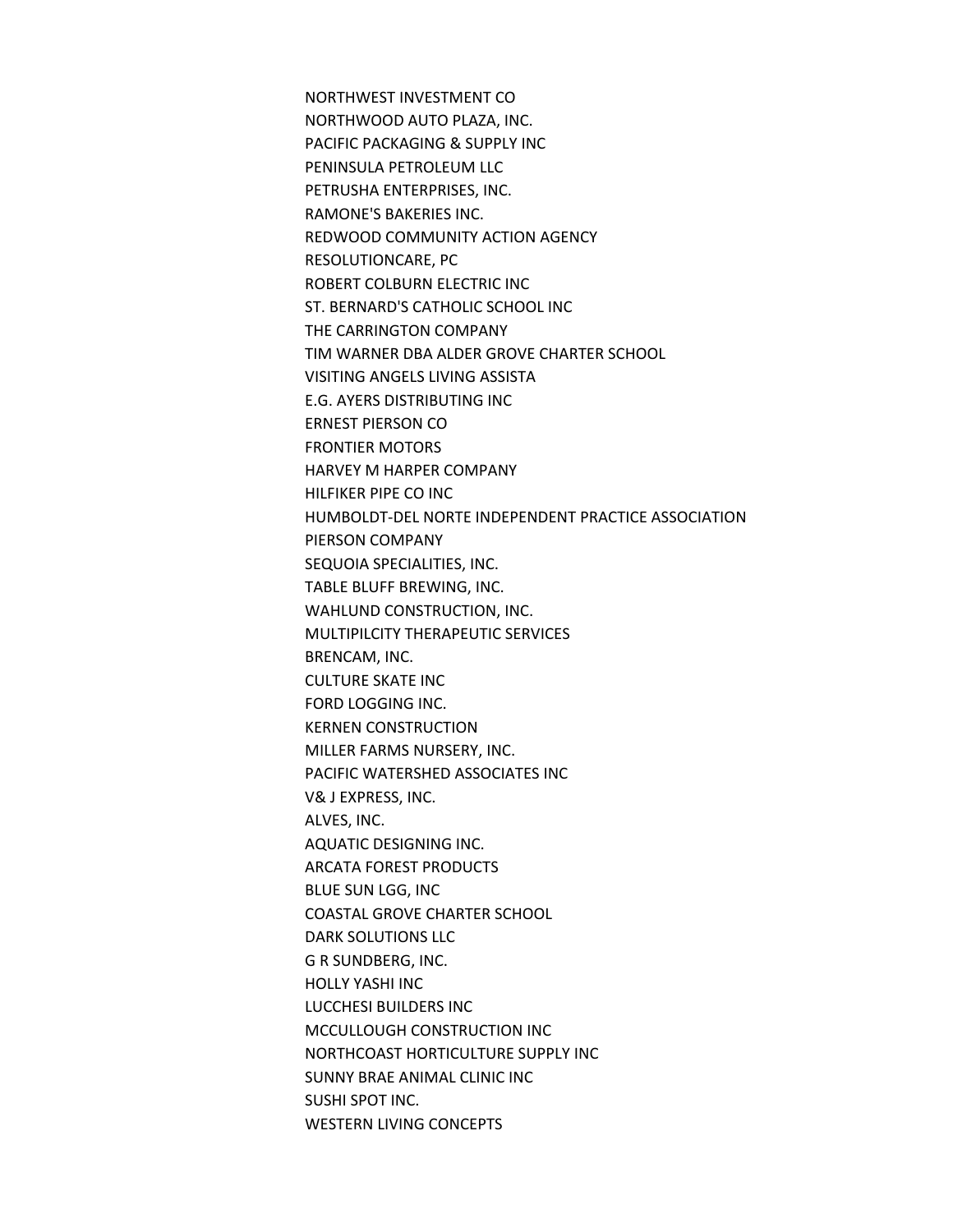NORTHWEST INVESTMENT CO
NORTHWOOD AUTO PLAZA, INC.
PACIFIC PACKAGING & SUPPLY INC
PENINSULA PETROLEUM LLC
PETRUSHA ENTERPRISES, INC.
RAMONE'S BAKERIES INC.
REDWOOD COMMUNITY ACTION AGENCY
RESOLUTIONCARE, PC
ROBERT COLBURN ELECTRIC INC
ST. BERNARD'S CATHOLIC SCHOOL INC
THE CARRINGTON COMPANY
TIM WARNER DBA ALDER GROVE CHARTER SCHOOL
VISITING ANGELS LIVING ASSISTA
E.G. AYERS DISTRIBUTING INC
ERNEST PIERSON CO
FRONTIER MOTORS
HARVEY M HARPER COMPANY
HILFIKER PIPE CO INC
HUMBOLDT-DEL NORTE INDEPENDENT PRACTICE ASSOCIATION
PIERSON COMPANY
SEQUOIA SPECIALITIES, INC.
TABLE BLUFF BREWING, INC.
WAHLUND CONSTRUCTION, INC.
MULTIPILCITY THERAPEUTIC SERVICES
BRENCAM, INC.
CULTURE SKATE INC
FORD LOGGING INC.
KERNEN CONSTRUCTION
MILLER FARMS NURSERY, INC.
PACIFIC WATERSHED ASSOCIATES INC
V& J EXPRESS, INC.
ALVES, INC.
AQUATIC DESIGNING INC.
ARCATA FOREST PRODUCTS
BLUE SUN LGG, INC
COASTAL GROVE CHARTER SCHOOL
DARK SOLUTIONS LLC
G R SUNDBERG, INC.
HOLLY YASHI INC
LUCCHESI BUILDERS INC
MCCULLOUGH CONSTRUCTION INC
NORTHCOAST HORTICULTURE SUPPLY INC
SUNNY BRAE ANIMAL CLINIC INC
SUSHI SPOT INC.
WESTERN LIVING CONCEPTS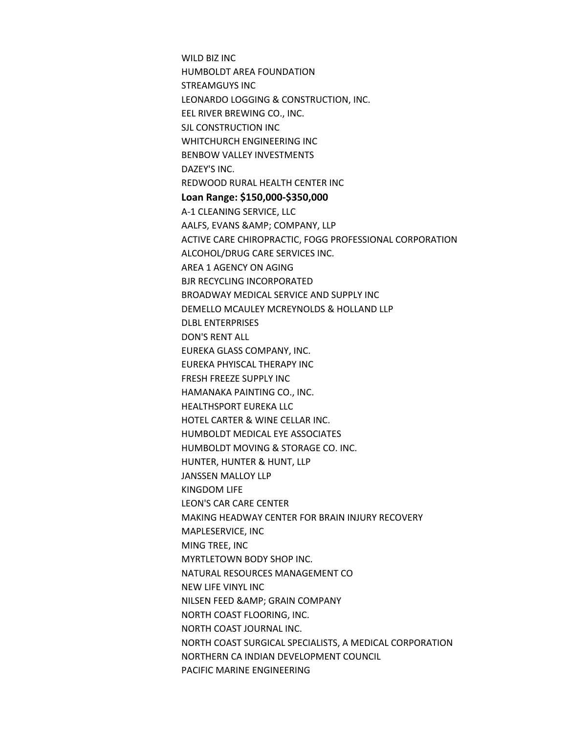WILD BIZ INC

HUMBOLDT AREA FOUNDATION

STREAMGUYS INC

LEONARDO LOGGING & CONSTRUCTION, INC.

EEL RIVER BREWING CO., INC.

SJL CONSTRUCTION INC

WHITCHURCH ENGINEERING INC

BENBOW VALLEY INVESTMENTS

DAZEY'S INC.

REDWOOD RURAL HEALTH CENTER INC

**Loan Range: $150,000-$350,000**

A-1 CLEANING SERVICE, LLC

AALFS, EVANS &AMP; COMPANY, LLP

ACTIVE CARE CHIROPRACTIC, FOGG PROFESSIONAL CORPORATION

ALCOHOL/DRUG CARE SERVICES INC.

AREA 1 AGENCY ON AGING

BJR RECYCLING INCORPORATED

BROADWAY MEDICAL SERVICE AND SUPPLY INC

DEMELLO MCAULEY MCREYNOLDS & HOLLAND LLP

DLBL ENTERPRISES

DON'S RENT ALL

EUREKA GLASS COMPANY, INC.

EUREKA PHYISCAL THERAPY INC

FRESH FREEZE SUPPLY INC

HAMANAKA PAINTING CO., INC.

HEALTHSPORT EUREKA LLC

HOTEL CARTER & WINE CELLAR INC.

HUMBOLDT MEDICAL EYE ASSOCIATES

HUMBOLDT MOVING & STORAGE CO. INC.

HUNTER, HUNTER & HUNT, LLP

JANSSEN MALLOY LLP

KINGDOM LIFE

LEON'S CAR CARE CENTER

MAKING HEADWAY CENTER FOR BRAIN INJURY RECOVERY

MAPLESERVICE, INC

MING TREE, INC

MYRTLETOWN BODY SHOP INC.

NATURAL RESOURCES MANAGEMENT CO

NEW LIFE VINYL INC

NILSEN FEED &AMP; GRAIN COMPANY

NORTH COAST FLOORING, INC.

NORTH COAST JOURNAL INC.

NORTH COAST SURGICAL SPECIALISTS, A MEDICAL CORPORATION

NORTHERN CA INDIAN DEVELOPMENT COUNCIL

PACIFIC MARINE ENGINEERING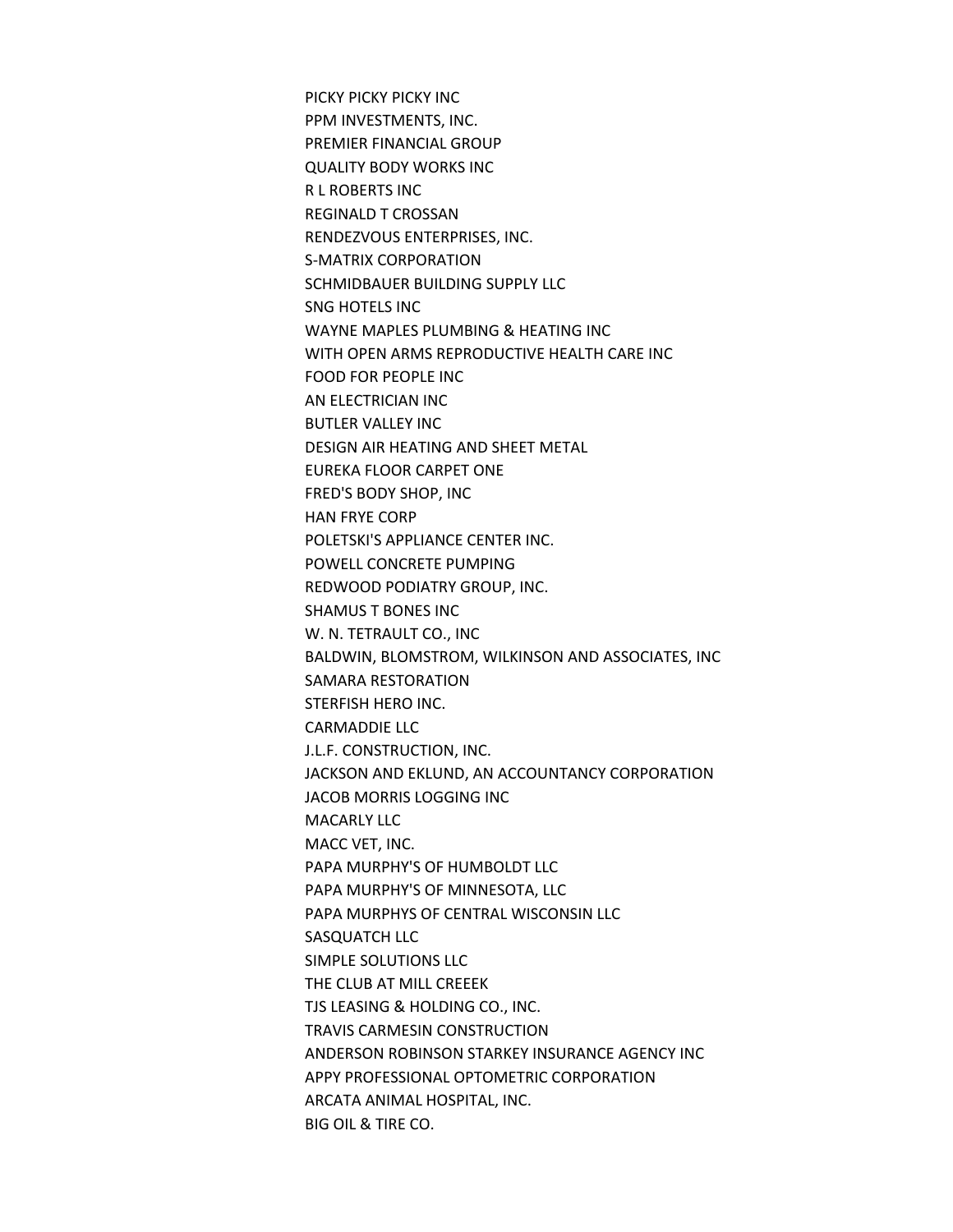PICKY PICKY PICKY INC
PPM INVESTMENTS, INC.
PREMIER FINANCIAL GROUP
QUALITY BODY WORKS INC
R L ROBERTS INC
REGINALD T CROSSAN
RENDEZVOUS ENTERPRISES, INC.
S-MATRIX CORPORATION
SCHMIDBAUER BUILDING SUPPLY LLC
SNG HOTELS INC
WAYNE MAPLES PLUMBING & HEATING INC
WITH OPEN ARMS REPRODUCTIVE HEALTH CARE INC
FOOD FOR PEOPLE INC
AN ELECTRICIAN INC
BUTLER VALLEY INC
DESIGN AIR HEATING AND SHEET METAL
EUREKA FLOOR CARPET ONE
FRED'S BODY SHOP, INC
HAN FRYE CORP
POLETSKI'S APPLIANCE CENTER INC.
POWELL CONCRETE PUMPING
REDWOOD PODIATRY GROUP, INC.
SHAMUS T BONES INC
W. N. TETRAULT CO., INC
BALDWIN, BLOMSTROM, WILKINSON AND ASSOCIATES, INC
SAMARA RESTORATION
STERFISH HERO INC.
CARMADDIE LLC
J.L.F. CONSTRUCTION, INC.
JACKSON AND EKLUND, AN ACCOUNTANCY CORPORATION
JACOB MORRIS LOGGING INC
MACARLY LLC
MACC VET, INC.
PAPA MURPHY'S OF HUMBOLDT LLC
PAPA MURPHY'S OF MINNESOTA, LLC
PAPA MURPHYS OF CENTRAL WISCONSIN LLC
SASQUATCH LLC
SIMPLE SOLUTIONS LLC
THE CLUB AT MILL CREEEK
TJS LEASING & HOLDING CO., INC.
TRAVIS CARMESIN CONSTRUCTION
ANDERSON ROBINSON STARKEY INSURANCE AGENCY INC
APPY PROFESSIONAL OPTOMETRIC CORPORATION
ARCATA ANIMAL HOSPITAL, INC.
BIG OIL & TIRE CO.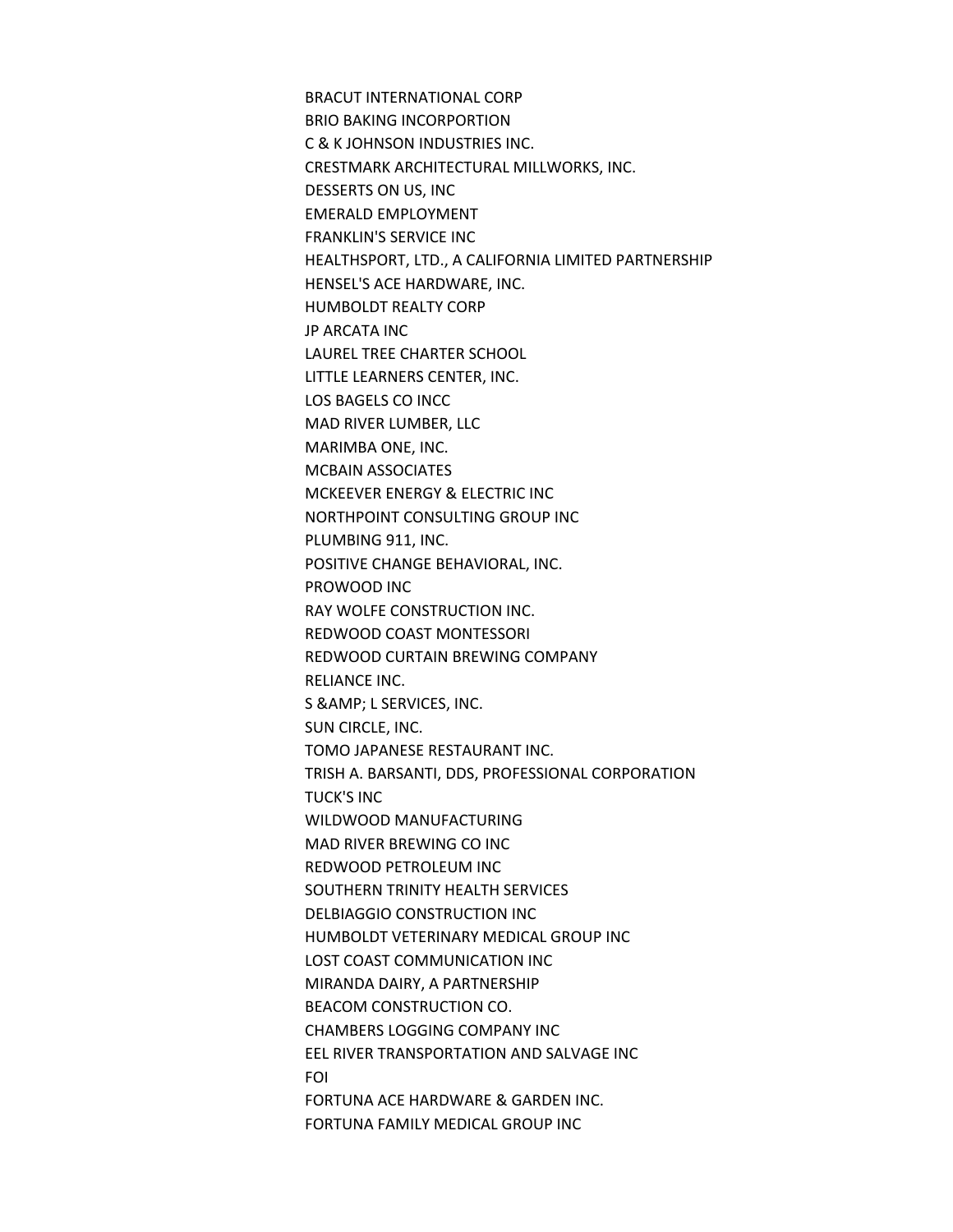BRACUT INTERNATIONAL CORP
BRIO BAKING INCORPORTION
C & K JOHNSON INDUSTRIES INC.
CRESTMARK ARCHITECTURAL MILLWORKS, INC.
DESSERTS ON US, INC
EMERALD EMPLOYMENT
FRANKLIN'S SERVICE INC
HEALTHSPORT, LTD., A CALIFORNIA LIMITED PARTNERSHIP
HENSEL'S ACE HARDWARE, INC.
HUMBOLDT REALTY CORP
JP ARCATA INC
LAUREL TREE CHARTER SCHOOL
LITTLE LEARNERS CENTER, INC.
LOS BAGELS CO INCC
MAD RIVER LUMBER, LLC
MARIMBA ONE, INC.
MCBAIN ASSOCIATES
MCKEEVER ENERGY & ELECTRIC INC
NORTHPOINT CONSULTING GROUP INC
PLUMBING 911, INC.
POSITIVE CHANGE BEHAVIORAL, INC.
PROWOOD INC
RAY WOLFE CONSTRUCTION INC.
REDWOOD COAST MONTESSORI
REDWOOD CURTAIN BREWING COMPANY
RELIANCE INC.
S &AMP; L SERVICES, INC.
SUN CIRCLE, INC.
TOMO JAPANESE RESTAURANT INC.
TRISH A. BARSANTI, DDS, PROFESSIONAL CORPORATION
TUCK'S INC
WILDWOOD MANUFACTURING
MAD RIVER BREWING CO INC
REDWOOD PETROLEUM INC
SOUTHERN TRINITY HEALTH SERVICES
DELBIAGGIO CONSTRUCTION INC
HUMBOLDT VETERINARY MEDICAL GROUP INC
LOST COAST COMMUNICATION INC
MIRANDA DAIRY, A PARTNERSHIP
BEACOM CONSTRUCTION CO.
CHAMBERS LOGGING COMPANY INC
EEL RIVER TRANSPORTATION AND SALVAGE INC
FOI
FORTUNA ACE HARDWARE & GARDEN INC.
FORTUNA FAMILY MEDICAL GROUP INC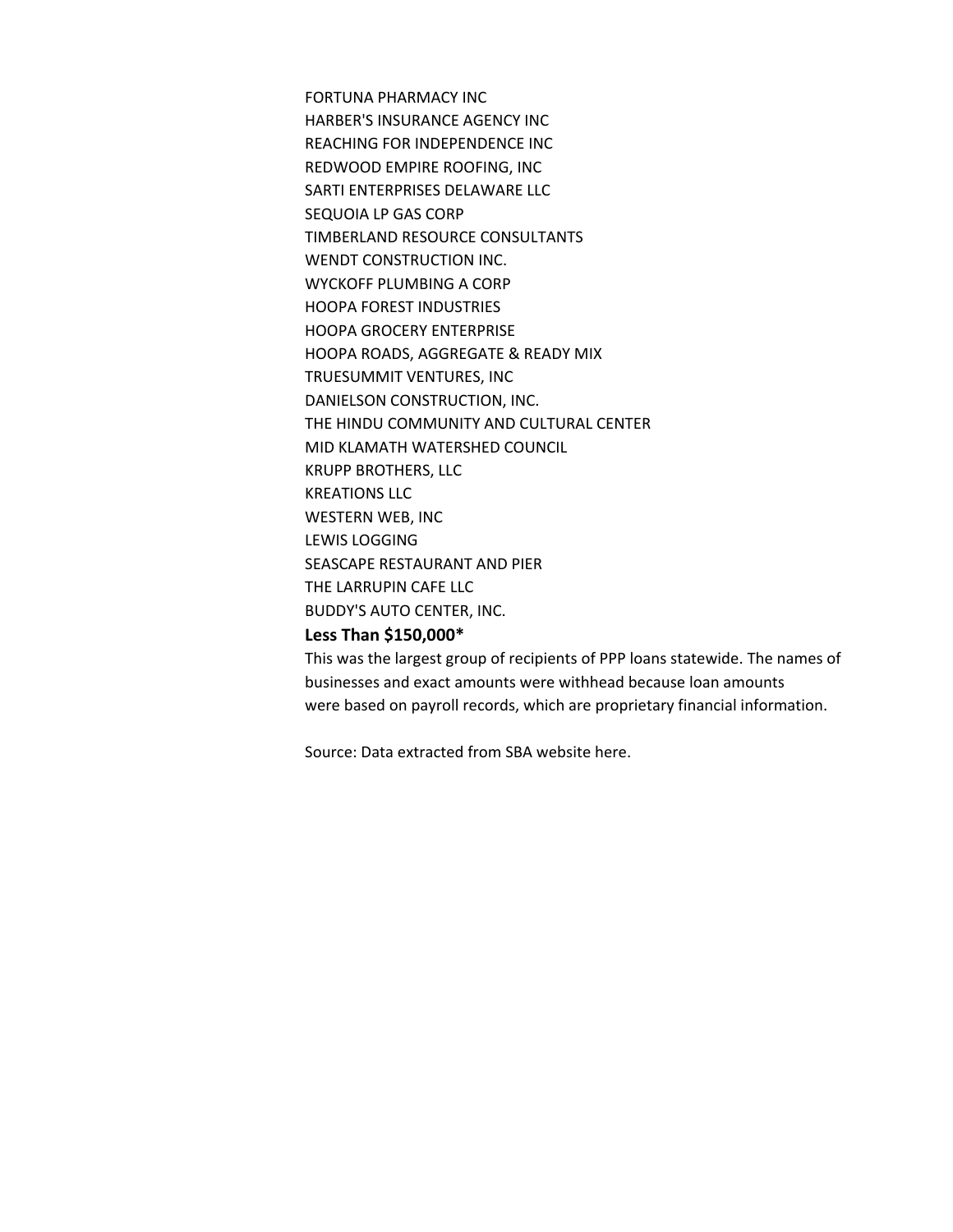FORTUNA PHARMACY INC
HARBER'S INSURANCE AGENCY INC
REACHING FOR INDEPENDENCE INC
REDWOOD EMPIRE ROOFING, INC
SARTI ENTERPRISES DELAWARE LLC
SEQUOIA LP GAS CORP
TIMBERLAND RESOURCE CONSULTANTS
WENDT CONSTRUCTION INC.
WYCKOFF PLUMBING A CORP
HOOPA FOREST INDUSTRIES
HOOPA GROCERY ENTERPRISE
HOOPA ROADS, AGGREGATE & READY MIX
TRUESUMMIT VENTURES, INC
DANIELSON CONSTRUCTION, INC.
THE HINDU COMMUNITY AND CULTURAL CENTER
MID KLAMATH WATERSHED COUNCIL
KRUPP BROTHERS, LLC
KREATIONS LLC
WESTERN WEB, INC
LEWIS LOGGING
SEASCAPE RESTAURANT AND PIER
THE LARRUPIN CAFE LLC
BUDDY'S AUTO CENTER, INC.

**Less Than $150,000***

This was the largest group of recipients of PPP loans statewide. The names of businesses and exact amounts were withhead because loan amounts were based on payroll records, which are proprietary financial information.

Source: Data extracted from SBA website here.